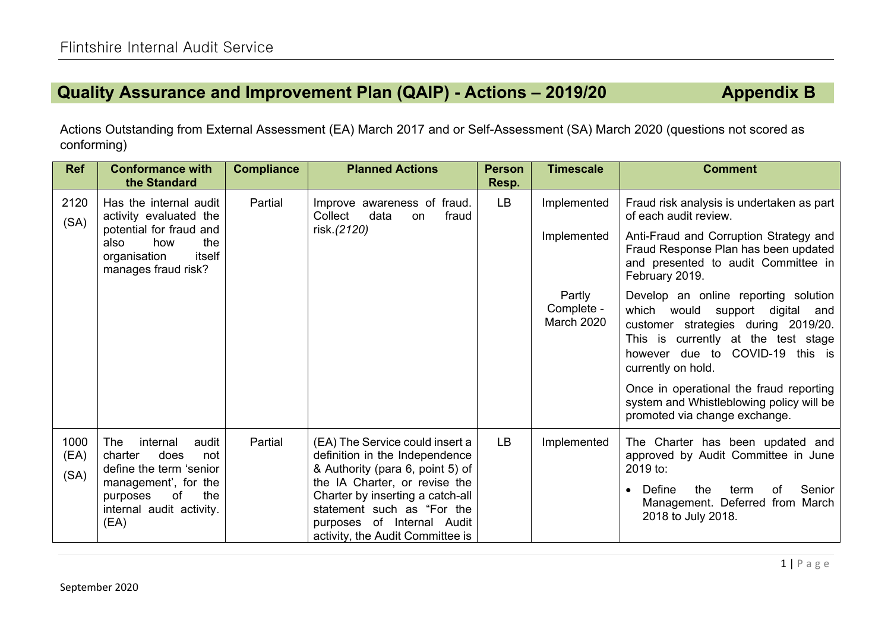# Quality Assurance and Improvement Plan (QAIP) - Actions – 2019/20 Appendix B

Actions Outstanding from External Assessment (EA) March 2017 and or Self-Assessment (SA) March 2020 (questions not scored as conforming)

| Ref | Conformance with the Standard | Compliance | Planned Actions | Person Resp. | Timescale | Comment |
|---|---|---|---|---|---|---|
| 2120 (SA) | Has the internal audit activity evaluated the potential for fraud and also how the organisation itself manages fraud risk? | Partial | Improve awareness of fraud. Collect data on fraud risk.*(2120)* | LB | Implemented | Fraud risk analysis is undertaken as part of each audit review. |
| | | | | | Implemented | Anti-Fraud and Corruption Strategy and Fraud Response Plan has been updated and presented to audit Committee in February 2019. |
| | | | | | Partly Complete - March 2020 | Develop an online reporting solution which would support digital and customer strategies during 2019/20. This is currently at the test stage however due to COVID-19 this is currently on hold. |
| | | | | | | Once in operational the fraud reporting system and Whistleblowing policy will be promoted via change exchange. |
| 1000 (EA) (SA) | The internal audit charter does not define the term 'senior management', for the purposes of the internal audit activity. (EA) | Partial | (EA) The Service could insert a definition in the Independence & Authority (para 6, point 5) of the IA Charter, or revise the Charter by inserting a catch-all statement such as "For the purposes of Internal Audit activity, the Audit Committee is | LB | Implemented | The Charter has been updated and approved by Audit Committee in June 2019 to:<br>• Define the term of Senior Management. Deferred from March 2018 to July 2018. |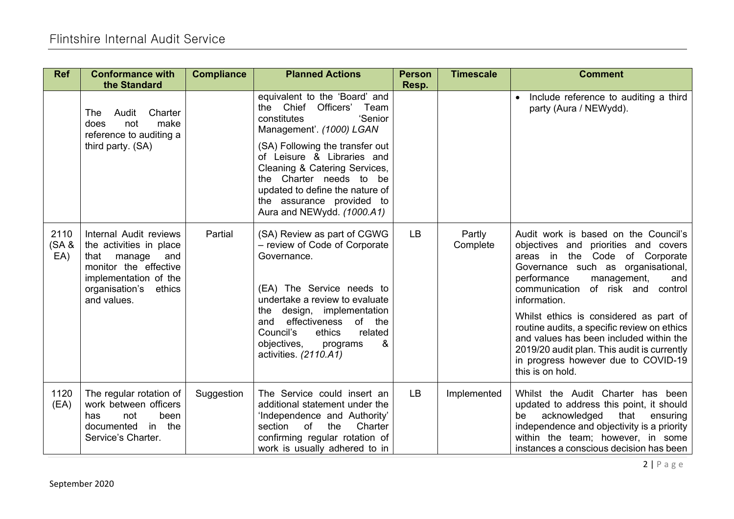| Ref | Conformance with the Standard | Compliance | Planned Actions | Person Resp. | Timescale | Comment |
|---|---|---|---|---|---|---|
| | The Audit Charter does not make reference to auditing a third party. (SA) | | equivalent to the 'Board' and the Chief Officers' Team constitutes 'Senior Management'. *(1000) LGAN*<br><br>(SA) Following the transfer out of Leisure & Libraries and Cleaning & Catering Services, the Charter needs to be updated to define the nature of the assurance provided to Aura and NEWydd. *(1000.A1)* | | | • Include reference to auditing a third party (Aura / NEWydd). |
| 2110 (SA & EA) | Internal Audit reviews the activities in place that manage and monitor the effective implementation of the organisation's ethics and values. | Partial | (SA) Review as part of CGWG – review of Code of Corporate Governance.<br><br>(EA) The Service needs to undertake a review to evaluate the design, implementation and effectiveness of the Council's ethics related objectives, programs & activities. *(2110.A1)* | LB | Partly Complete | Audit work is based on the Council's objectives and priorities and covers areas in the Code of Corporate Governance such as organisational, performance management, and communication of risk and control information.<br><br>Whilst ethics is considered as part of routine audits, a specific review on ethics and values has been included within the 2019/20 audit plan. This audit is currently in progress however due to COVID-19 this is on hold. |
| 1120 (EA) | The regular rotation of work between officers has not been documented in the Service's Charter. | Suggestion | The Service could insert an additional statement under the 'Independence and Authority' section of the Charter confirming regular rotation of work is usually adhered to in | LB | Implemented | Whilst the Audit Charter has been updated to address this point, it should be acknowledged that ensuring independence and objectivity is a priority within the team; however, in some instances a conscious decision has been |

September 2020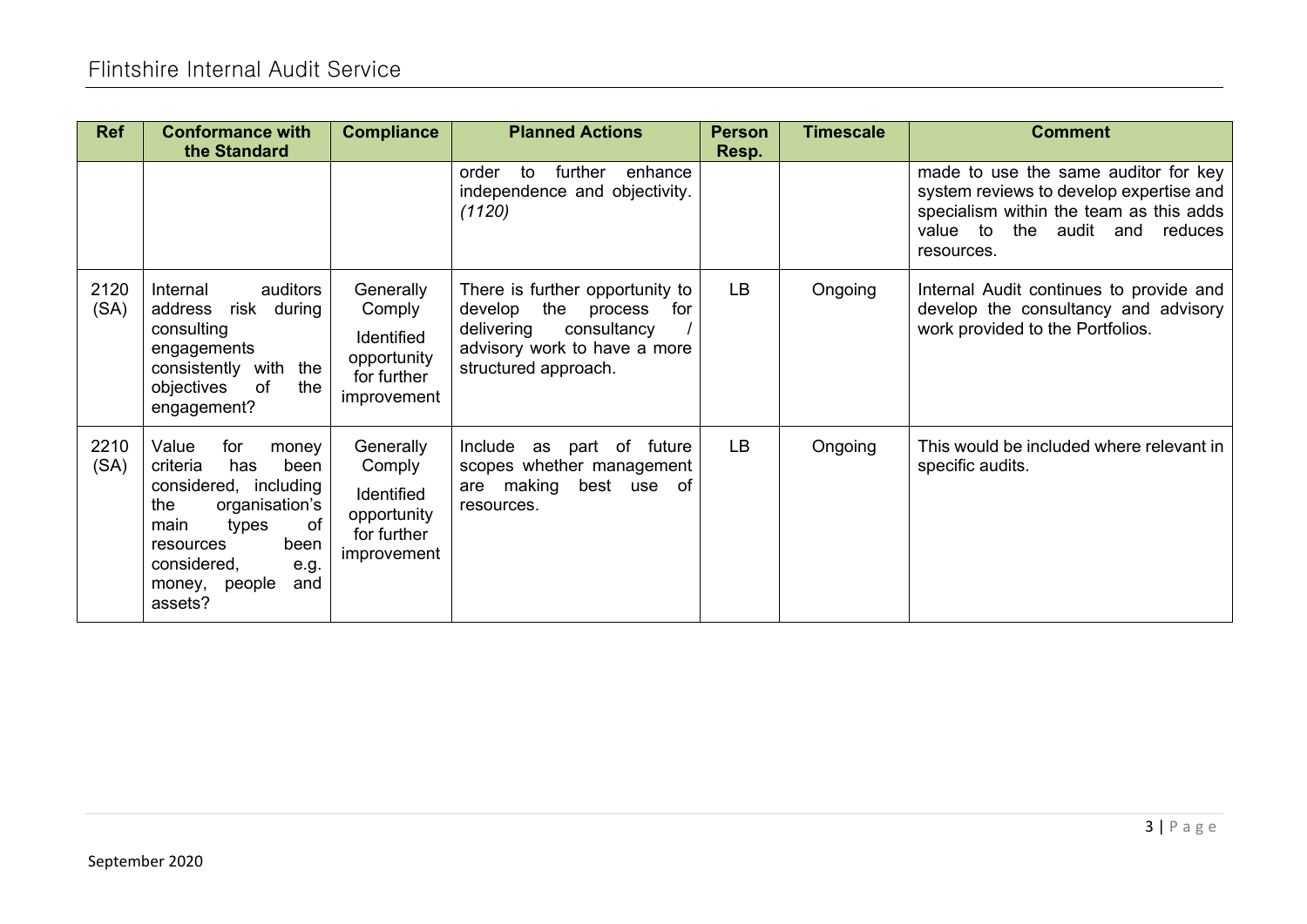| Ref | Conformance with the Standard | Compliance | Planned Actions | Person Resp. | Timescale | Comment |
|---|---|---|---|---|---|---|
| | | | order to further enhance independence and objectivity. *(1120)* | | | made to use the same auditor for key system reviews to develop expertise and specialism within the team as this adds value to the audit and reduces resources. |
| 2120 (SA) | Internal auditors address risk during consulting engagements consistently with the objectives of the engagement? | Generally Comply<br>Identified opportunity for further improvement | There is further opportunity to develop the process for delivering consultancy / advisory work to have a more structured approach. | LB | Ongoing | Internal Audit continues to provide and develop the consultancy and advisory work provided to the Portfolios. |
| 2210 (SA) | Value for money criteria has been considered, including the organisation's main types of resources been considered, e.g. money, people and assets? | Generally Comply<br>Identified opportunity for further improvement | Include as part of future scopes whether management are making best use of resources. | LB | Ongoing | This would be included where relevant in specific audits. |